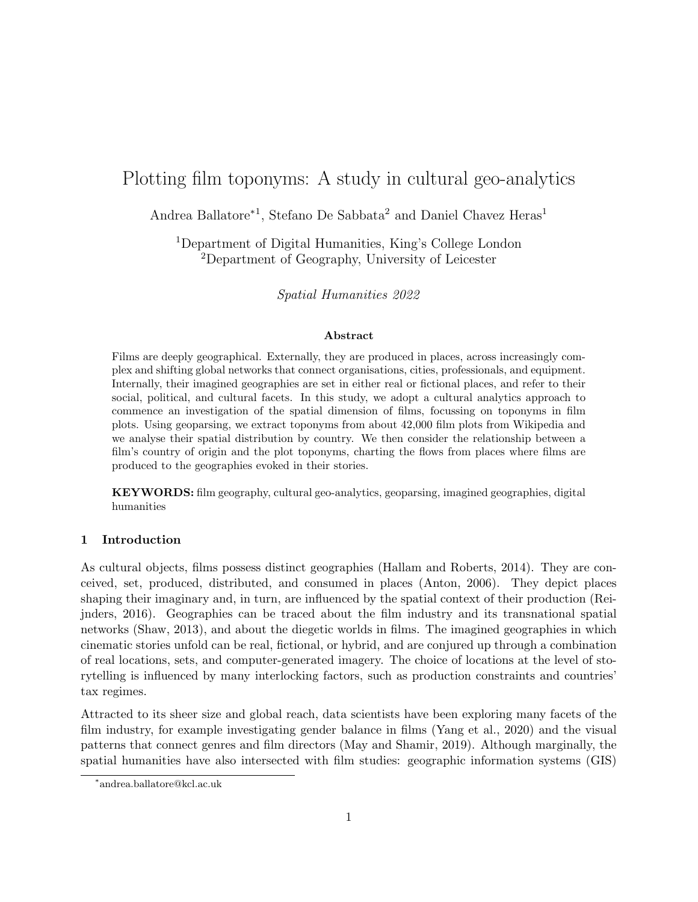# Plotting film toponyms: A study in cultural geo-analytics

Andrea Ballatore*[1], Stefano De Sabbata[2] and Daniel Chavez Heras[1]

[1]Department of Digital Humanities, King's College London
[2]Department of Geography, University of Leicester

*Spatial Humanities 2022*

**Abstract**

Films are deeply geographical. Externally, they are produced in places, across increasingly complex and shifting global networks that connect organisations, cities, professionals, and equipment. Internally, their imagined geographies are set in either real or fictional places, and refer to their social, political, and cultural facets. In this study, we adopt a cultural analytics approach to commence an investigation of the spatial dimension of films, focussing on toponyms in film plots. Using geoparsing, we extract toponyms from about 42,000 film plots from Wikipedia and we analyse their spatial distribution by country. We then consider the relationship between a film's country of origin and the plot toponyms, charting the flows from places where films are produced to the geographies evoked in their stories.

**KEYWORDS:** film geography, cultural geo-analytics, geoparsing, imagined geographies, digital humanities

## 1 Introduction

As cultural objects, films possess distinct geographies (Hallam and Roberts, 2014). They are conceived, set, produced, distributed, and consumed in places (Anton, 2006). They depict places shaping their imaginary and, in turn, are influenced by the spatial context of their production (Reijnders, 2016). Geographies can be traced about the film industry and its transnational spatial networks (Shaw, 2013), and about the diegetic worlds in films. The imagined geographies in which cinematic stories unfold can be real, fictional, or hybrid, and are conjured up through a combination of real locations, sets, and computer-generated imagery. The choice of locations at the level of storytelling is influenced by many interlocking factors, such as production constraints and countries' tax regimes.

Attracted to its sheer size and global reach, data scientists have been exploring many facets of the film industry, for example investigating gender balance in films (Yang et al., 2020) and the visual patterns that connect genres and film directors (May and Shamir, 2019). Although marginally, the spatial humanities have also intersected with film studies: geographic information systems (GIS)

*andrea.ballatore@kcl.ac.uk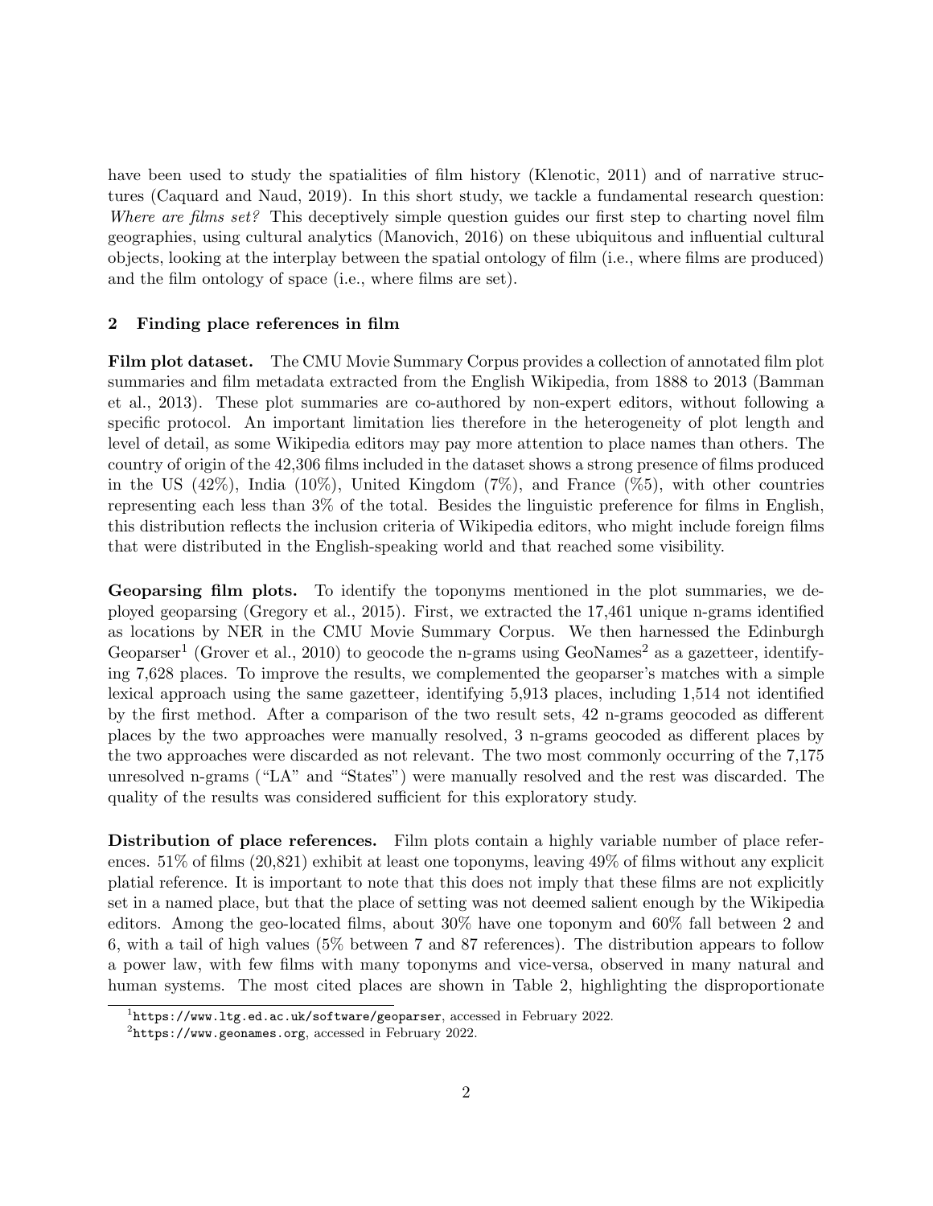have been used to study the spatialities of film history (Klenotic, 2011) and of narrative structures (Caquard and Naud, 2019). In this short study, we tackle a fundamental research question: *Where are films set?* This deceptively simple question guides our first step to charting novel film geographies, using cultural analytics (Manovich, 2016) on these ubiquitous and influential cultural objects, looking at the interplay between the spatial ontology of film (i.e., where films are produced) and the film ontology of space (i.e., where films are set).

## 2 Finding place references in film

**Film plot dataset.** The CMU Movie Summary Corpus provides a collection of annotated film plot summaries and film metadata extracted from the English Wikipedia, from 1888 to 2013 (Bamman et al., 2013). These plot summaries are co-authored by non-expert editors, without following a specific protocol. An important limitation lies therefore in the heterogeneity of plot length and level of detail, as some Wikipedia editors may pay more attention to place names than others. The country of origin of the 42,306 films included in the dataset shows a strong presence of films produced in the US (42%), India (10%), United Kingdom (7%), and France (%5), with other countries representing each less than 3% of the total. Besides the linguistic preference for films in English, this distribution reflects the inclusion criteria of Wikipedia editors, who might include foreign films that were distributed in the English-speaking world and that reached some visibility.

**Geoparsing film plots.** To identify the toponyms mentioned in the plot summaries, we deployed geoparsing (Gregory et al., 2015). First, we extracted the 17,461 unique n-grams identified as locations by NER in the CMU Movie Summary Corpus. We then harnessed the Edinburgh Geoparser[1] (Grover et al., 2010) to geocode the n-grams using GeoNames[2] as a gazetteer, identifying 7,628 places. To improve the results, we complemented the geoparser's matches with a simple lexical approach using the same gazetteer, identifying 5,913 places, including 1,514 not identified by the first method. After a comparison of the two result sets, 42 n-grams geocoded as different places by the two approaches were manually resolved, 3 n-grams geocoded as different places by the two approaches were discarded as not relevant. The two most commonly occurring of the 7,175 unresolved n-grams ("LA" and "States") were manually resolved and the rest was discarded. The quality of the results was considered sufficient for this exploratory study.

**Distribution of place references.** Film plots contain a highly variable number of place references. 51% of films (20,821) exhibit at least one toponyms, leaving 49% of films without any explicit platial reference. It is important to note that this does not imply that these films are not explicitly set in a named place, but that the place of setting was not deemed salient enough by the Wikipedia editors. Among the geo-located films, about 30% have one toponym and 60% fall between 2 and 6, with a tail of high values (5% between 7 and 87 references). The distribution appears to follow a power law, with few films with many toponyms and vice-versa, observed in many natural and human systems. The most cited places are shown in Table 2, highlighting the disproportionate

[1] `https://www.ltg.ed.ac.uk/software/geoparser`, accessed in February 2022.

[2] `https://www.geonames.org`, accessed in February 2022.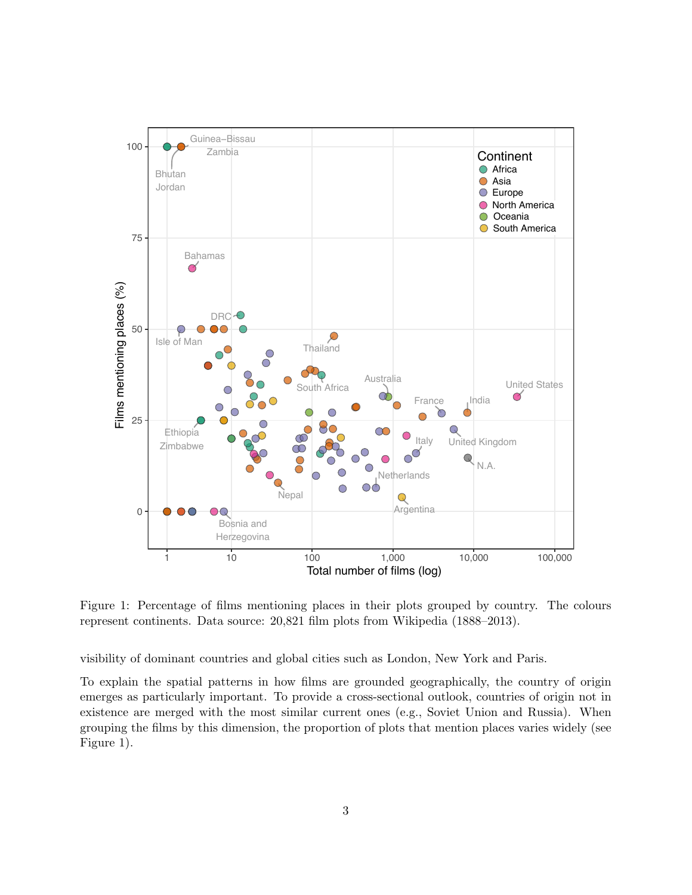Figure 1: Percentage of films mentioning places in their plots grouped by country. The colours represent continents. Data source: 20,821 film plots from Wikipedia (1888–2013).

visibility of dominant countries and global cities such as London, New York and Paris.

To explain the spatial patterns in how films are grounded geographically, the country of origin emerges as particularly important. To provide a cross-sectional outlook, countries of origin not in existence are merged with the most similar current ones (e.g., Soviet Union and Russia). When grouping the films by this dimension, the proportion of plots that mention places varies widely (see Figure 1).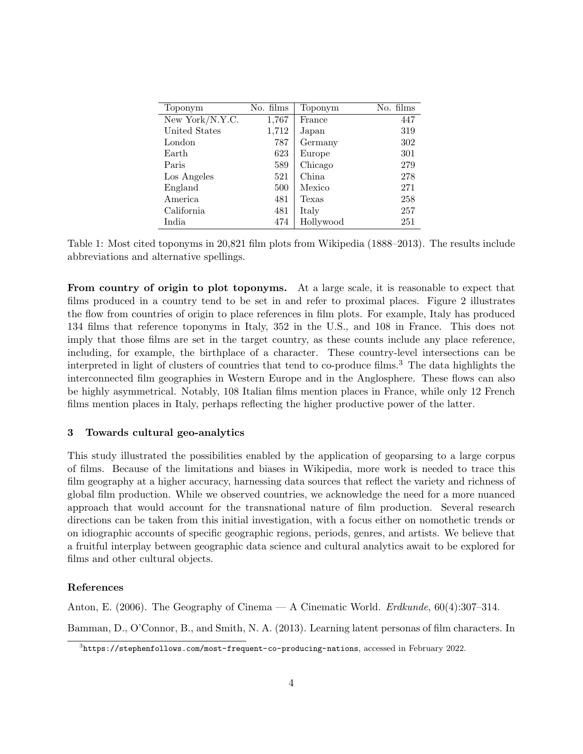| Toponym | No. films | Toponym | No. films |
|---|---|---|---|
| New York/N.Y.C. | 1,767 | France | 447 |
| United States | 1,712 | Japan | 319 |
| London | 787 | Germany | 302 |
| Earth | 623 | Europe | 301 |
| Paris | 589 | Chicago | 279 |
| Los Angeles | 521 | China | 278 |
| England | 500 | Mexico | 271 |
| America | 481 | Texas | 258 |
| California | 481 | Italy | 257 |
| India | 474 | Hollywood | 251 |

Table 1: Most cited toponyms in 20,821 film plots from Wikipedia (1888–2013). The results include abbreviations and alternative spellings.

**From country of origin to plot toponyms.** At a large scale, it is reasonable to expect that films produced in a country tend to be set in and refer to proximal places. Figure 2 illustrates the flow from countries of origin to place references in film plots. For example, Italy has produced 134 films that reference toponyms in Italy, 352 in the U.S., and 108 in France. This does not imply that those films are set in the target country, as these counts include any place reference, including, for example, the birthplace of a character. These country-level intersections can be interpreted in light of clusters of countries that tend to co-produce films.[3] The data highlights the interconnected film geographies in Western Europe and in the Anglosphere. These flows can also be highly asymmetrical. Notably, 108 Italian films mention places in France, while only 12 French films mention places in Italy, perhaps reflecting the higher productive power of the latter.

## 3 Towards cultural geo-analytics

This study illustrated the possibilities enabled by the application of geoparsing to a large corpus of films. Because of the limitations and biases in Wikipedia, more work is needed to trace this film geography at a higher accuracy, harnessing data sources that reflect the variety and richness of global film production. While we observed countries, we acknowledge the need for a more nuanced approach that would account for the transnational nature of film production. Several research directions can be taken from this initial investigation, with a focus either on nomothetic trends or on idiographic accounts of specific geographic regions, periods, genres, and artists. We believe that a fruitful interplay between geographic data science and cultural analytics await to be explored for films and other cultural objects.

### References

Anton, E. (2006). The Geography of Cinema — A Cinematic World. *Erdkunde*, 60(4):307–314.

Bamman, D., O'Connor, B., and Smith, N. A. (2013). Learning latent personas of film characters. In

[3] `https://stephenfollows.com/most-frequent-co-producing-nations`, accessed in February 2022.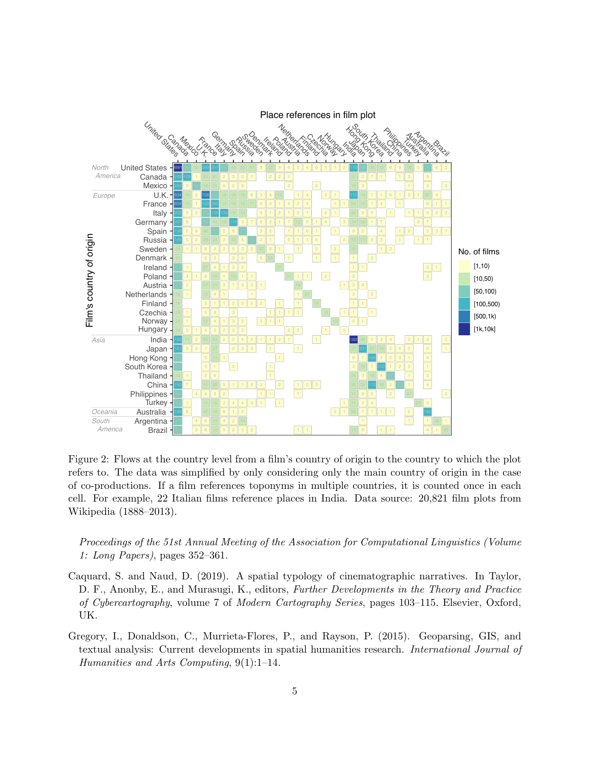Figure 2: Flows at the country level from a film's country of origin to the country to which the plot refers to. The data was simplified by only considering only the main country of origin in the case of co-productions. If a film references toponyms in multiple countries, it is counted once in each cell. For example, 22 Italian films reference places in India. Data source: 20,821 film plots from Wikipedia (1888–2013).

*Proceedings of the 51st Annual Meeting of the Association for Computational Linguistics (Volume 1: Long Papers)*, pages 352–361.

Caquard, S. and Naud, D. (2019). A spatial typology of cinematographic narratives. In Taylor, D. F., Anonby, E., and Murasugi, K., editors, *Further Developments in the Theory and Practice of Cybercartography*, volume 7 of *Modern Cartography Series*, pages 103–115. Elsevier, Oxford, UK.

Gregory, I., Donaldson, C., Murrieta-Flores, P., and Rayson, P. (2015). Geoparsing, GIS, and textual analysis: Current developments in spatial humanities research. *International Journal of Humanities and Arts Computing*, 9(1):1–14.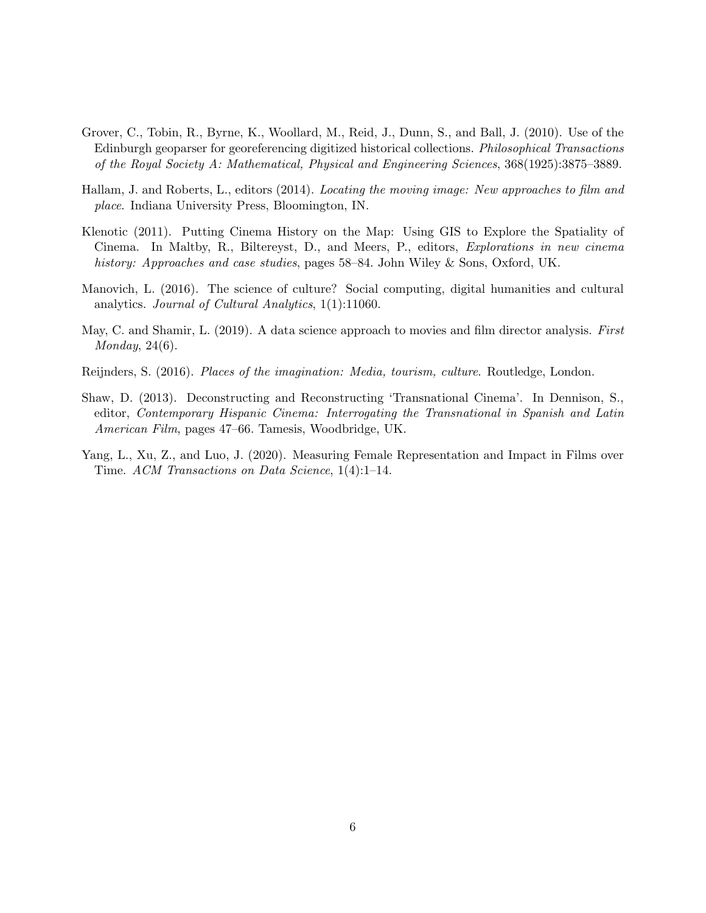Grover, C., Tobin, R., Byrne, K., Woollard, M., Reid, J., Dunn, S., and Ball, J. (2010). Use of the Edinburgh geoparser for georeferencing digitized historical collections. *Philosophical Transactions of the Royal Society A: Mathematical, Physical and Engineering Sciences*, 368(1925):3875–3889.

Hallam, J. and Roberts, L., editors (2014). *Locating the moving image: New approaches to film and place*. Indiana University Press, Bloomington, IN.

Klenotic (2011). Putting Cinema History on the Map: Using GIS to Explore the Spatiality of Cinema. In Maltby, R., Biltereyst, D., and Meers, P., editors, *Explorations in new cinema history: Approaches and case studies*, pages 58–84. John Wiley & Sons, Oxford, UK.

Manovich, L. (2016). The science of culture? Social computing, digital humanities and cultural analytics. *Journal of Cultural Analytics*, 1(1):11060.

May, C. and Shamir, L. (2019). A data science approach to movies and film director analysis. *First Monday*, 24(6).

Reijnders, S. (2016). *Places of the imagination: Media, tourism, culture*. Routledge, London.

Shaw, D. (2013). Deconstructing and Reconstructing 'Transnational Cinema'. In Dennison, S., editor, *Contemporary Hispanic Cinema: Interrogating the Transnational in Spanish and Latin American Film*, pages 47–66. Tamesis, Woodbridge, UK.

Yang, L., Xu, Z., and Luo, J. (2020). Measuring Female Representation and Impact in Films over Time. *ACM Transactions on Data Science*, 1(4):1–14.